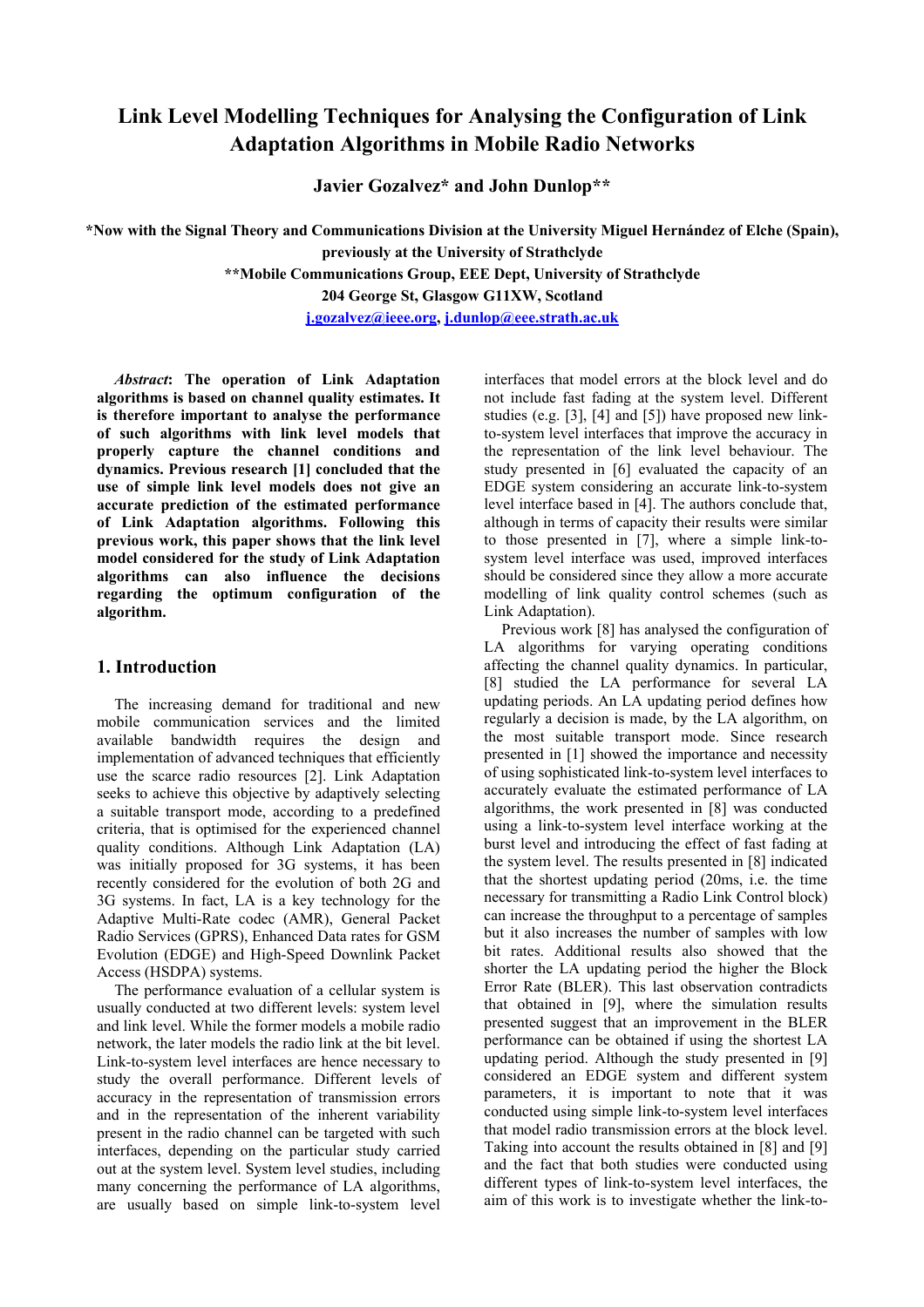# Link Level Modelling Techniques for Analysing the Configuration of Link Adaptation Algorithms in Mobile Radio Networks

**Javier Gozalvez\* and John Dunlop\*\***

**\*Now with the Signal Theory and Communications Division at the University Miguel Hernández of Elche (Spain), previously at the University of Strathclyde**
**\*\*Mobile Communications Group, EEE Dept, University of Strathclyde**
**204 George St, Glasgow G11XW, Scotland**
**j.gozalvez@ieee.org, j.dunlop@eee.strath.ac.uk**

***Abstract*: The operation of Link Adaptation algorithms is based on channel quality estimates. It is therefore important to analyse the performance of such algorithms with link level models that properly capture the channel conditions and dynamics. Previous research [1] concluded that the use of simple link level models does not give an accurate prediction of the estimated performance of Link Adaptation algorithms. Following this previous work, this paper shows that the link level model considered for the study of Link Adaptation algorithms can also influence the decisions regarding the optimum configuration of the algorithm.**

## 1. Introduction

The increasing demand for traditional and new mobile communication services and the limited available bandwidth requires the design and implementation of advanced techniques that efficiently use the scarce radio resources [2]. Link Adaptation seeks to achieve this objective by adaptively selecting a suitable transport mode, according to a predefined criteria, that is optimised for the experienced channel quality conditions. Although Link Adaptation (LA) was initially proposed for 3G systems, it has been recently considered for the evolution of both 2G and 3G systems. In fact, LA is a key technology for the Adaptive Multi-Rate codec (AMR), General Packet Radio Services (GPRS), Enhanced Data rates for GSM Evolution (EDGE) and High-Speed Downlink Packet Access (HSDPA) systems.

The performance evaluation of a cellular system is usually conducted at two different levels: system level and link level. While the former models a mobile radio network, the later models the radio link at the bit level. Link-to-system level interfaces are hence necessary to study the overall performance. Different levels of accuracy in the representation of transmission errors and in the representation of the inherent variability present in the radio channel can be targeted with such interfaces, depending on the particular study carried out at the system level. System level studies, including many concerning the performance of LA algorithms, are usually based on simple link-to-system level interfaces that model errors at the block level and do not include fast fading at the system level. Different studies (e.g. [3], [4] and [5]) have proposed new link-to-system level interfaces that improve the accuracy in the representation of the link level behaviour. The study presented in [6] evaluated the capacity of an EDGE system considering an accurate link-to-system level interface based in [4]. The authors conclude that, although in terms of capacity their results were similar to those presented in [7], where a simple link-to-system level interface was used, improved interfaces should be considered since they allow a more accurate modelling of link quality control schemes (such as Link Adaptation).

Previous work [8] has analysed the configuration of LA algorithms for varying operating conditions affecting the channel quality dynamics. In particular, [8] studied the LA performance for several LA updating periods. An LA updating period defines how regularly a decision is made, by the LA algorithm, on the most suitable transport mode. Since research presented in [1] showed the importance and necessity of using sophisticated link-to-system level interfaces to accurately evaluate the estimated performance of LA algorithms, the work presented in [8] was conducted using a link-to-system level interface working at the burst level and introducing the effect of fast fading at the system level. The results presented in [8] indicated that the shortest updating period (20ms, i.e. the time necessary for transmitting a Radio Link Control block) can increase the throughput to a percentage of samples but it also increases the number of samples with low bit rates. Additional results also showed that the shorter the LA updating period the higher the Block Error Rate (BLER). This last observation contradicts that obtained in [9], where the simulation results presented suggest that an improvement in the BLER performance can be obtained if using the shortest LA updating period. Although the study presented in [9] considered an EDGE system and different system parameters, it is important to note that it was conducted using simple link-to-system level interfaces that model radio transmission errors at the block level. Taking into account the results obtained in [8] and [9] and the fact that both studies were conducted using different types of link-to-system level interfaces, the aim of this work is to investigate whether the link-to-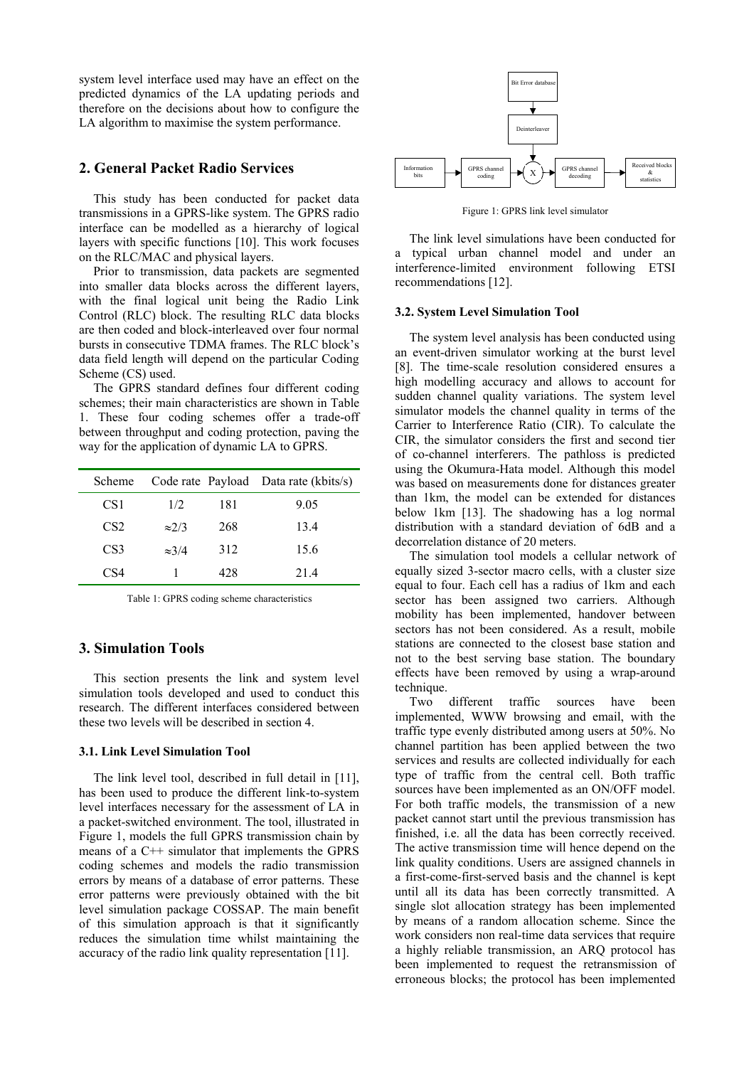system level interface used may have an effect on the predicted dynamics of the LA updating periods and therefore on the decisions about how to configure the LA algorithm to maximise the system performance.

## 2. General Packet Radio Services

This study has been conducted for packet data transmissions in a GPRS-like system. The GPRS radio interface can be modelled as a hierarchy of logical layers with specific functions [10]. This work focuses on the RLC/MAC and physical layers.

Prior to transmission, data packets are segmented into smaller data blocks across the different layers, with the final logical unit being the Radio Link Control (RLC) block. The resulting RLC data blocks are then coded and block-interleaved over four normal bursts in consecutive TDMA frames. The RLC block's data field length will depend on the particular Coding Scheme (CS) used.

The GPRS standard defines four different coding schemes; their main characteristics are shown in Table 1. These four coding schemes offer a trade-off between throughput and coding protection, paving the way for the application of dynamic LA to GPRS.

| Scheme | Code rate | Payload | Data rate (kbits/s) |
|---|---|---|---|
| CS1 | 1/2 | 181 | 9.05 |
| CS2 | ≈2/3 | 268 | 13.4 |
| CS3 | ≈3/4 | 312 | 15.6 |
| CS4 | 1 | 428 | 21.4 |

Table 1: GPRS coding scheme characteristics

## 3. Simulation Tools

This section presents the link and system level simulation tools developed and used to conduct this research. The different interfaces considered between these two levels will be described in section 4.

### 3.1. Link Level Simulation Tool

The link level tool, described in full detail in [11], has been used to produce the different link-to-system level interfaces necessary for the assessment of LA in a packet-switched environment. The tool, illustrated in Figure 1, models the full GPRS transmission chain by means of a C++ simulator that implements the GPRS coding schemes and models the radio transmission errors by means of a database of error patterns. These error patterns were previously obtained with the bit level simulation package COSSAP. The main benefit of this simulation approach is that it significantly reduces the simulation time whilst maintaining the accuracy of the radio link quality representation [11].

Figure 1: GPRS link level simulator

The link level simulations have been conducted for a typical urban channel model and under an interference-limited environment following ETSI recommendations [12].

### 3.2. System Level Simulation Tool

The system level analysis has been conducted using an event-driven simulator working at the burst level [8]. The time-scale resolution considered ensures a high modelling accuracy and allows to account for sudden channel quality variations. The system level simulator models the channel quality in terms of the Carrier to Interference Ratio (CIR). To calculate the CIR, the simulator considers the first and second tier of co-channel interferers. The pathloss is predicted using the Okumura-Hata model. Although this model was based on measurements done for distances greater than 1km, the model can be extended for distances below 1km [13]. The shadowing has a log normal distribution with a standard deviation of 6dB and a decorrelation distance of 20 meters.

The simulation tool models a cellular network of equally sized 3-sector macro cells, with a cluster size equal to four. Each cell has a radius of 1km and each sector has been assigned two carriers. Although mobility has been implemented, handover between sectors has not been considered. As a result, mobile stations are connected to the closest base station and not to the best serving base station. The boundary effects have been removed by using a wrap-around technique.

Two different traffic sources have been implemented, WWW browsing and email, with the traffic type evenly distributed among users at 50%. No channel partition has been applied between the two services and results are collected individually for each type of traffic from the central cell. Both traffic sources have been implemented as an ON/OFF model. For both traffic models, the transmission of a new packet cannot start until the previous transmission has finished, i.e. all the data has been correctly received. The active transmission time will hence depend on the link quality conditions. Users are assigned channels in a first-come-first-served basis and the channel is kept until all its data has been correctly transmitted. A single slot allocation strategy has been implemented by means of a random allocation scheme. Since the work considers non real-time data services that require a highly reliable transmission, an ARQ protocol has been implemented to request the retransmission of erroneous blocks; the protocol has been implemented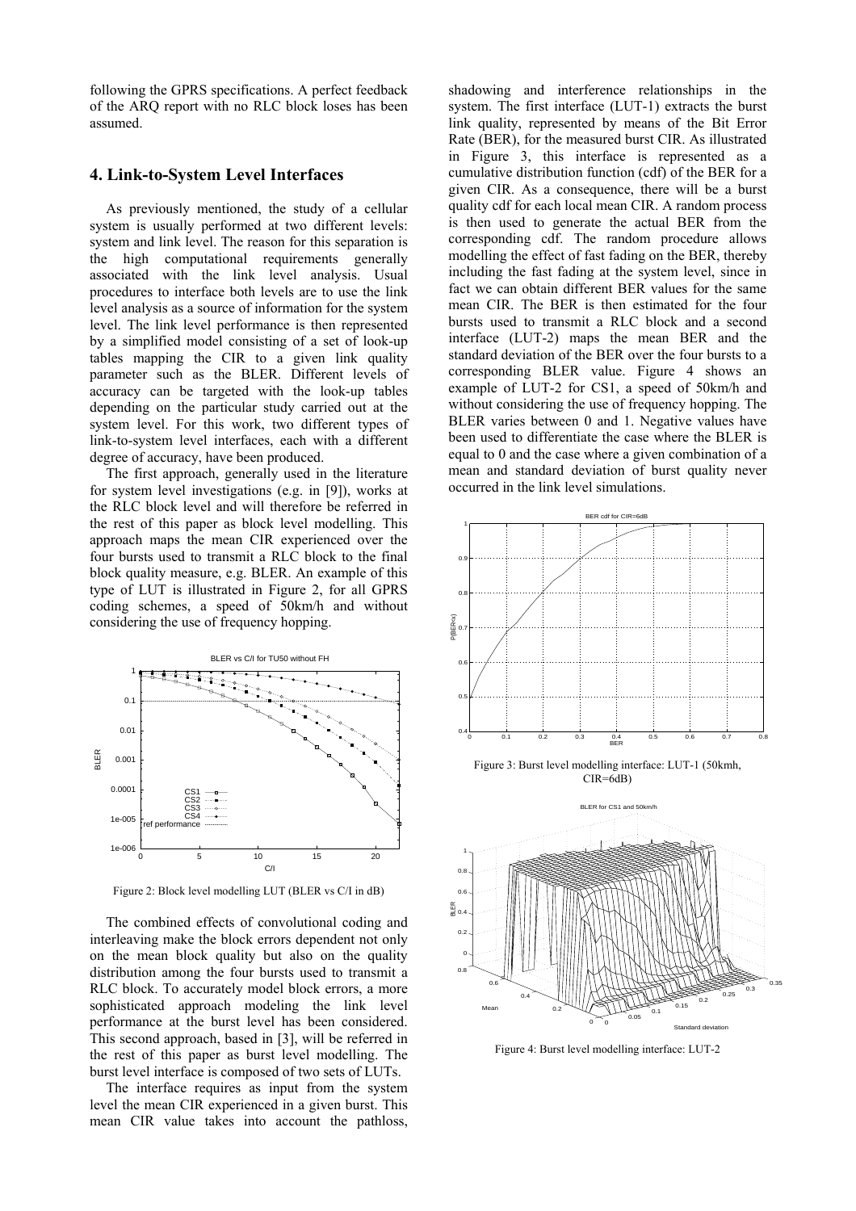following the GPRS specifications. A perfect feedback of the ARQ report with no RLC block loses has been assumed.

## 4. Link-to-System Level Interfaces

As previously mentioned, the study of a cellular system is usually performed at two different levels: system and link level. The reason for this separation is the high computational requirements generally associated with the link level analysis. Usual procedures to interface both levels are to use the link level analysis as a source of information for the system level. The link level performance is then represented by a simplified model consisting of a set of look-up tables mapping the CIR to a given link quality parameter such as the BLER. Different levels of accuracy can be targeted with the look-up tables depending on the particular study carried out at the system level. For this work, two different types of link-to-system level interfaces, each with a different degree of accuracy, have been produced.

The first approach, generally used in the literature for system level investigations (e.g. in [9]), works at the RLC block level and will therefore be referred in the rest of this paper as block level modelling. This approach maps the mean CIR experienced over the four bursts used to transmit a RLC block to the final block quality measure, e.g. BLER. An example of this type of LUT is illustrated in Figure 2, for all GPRS coding schemes, a speed of 50km/h and without considering the use of frequency hopping.

Figure 2: Block level modelling LUT (BLER vs C/I in dB)

The combined effects of convolutional coding and interleaving make the block errors dependent not only on the mean block quality but also on the quality distribution among the four bursts used to transmit a RLC block. To accurately model block errors, a more sophisticated approach modeling the link level performance at the burst level has been considered. This second approach, based in [3], will be referred in the rest of this paper as burst level modelling. The burst level interface is composed of two sets of LUTs.

The interface requires as input from the system level the mean CIR experienced in a given burst. This mean CIR value takes into account the pathloss, shadowing and interference relationships in the system. The first interface (LUT-1) extracts the burst link quality, represented by means of the Bit Error Rate (BER), for the measured burst CIR. As illustrated in Figure 3, this interface is represented as a cumulative distribution function (cdf) of the BER for a given CIR. As a consequence, there will be a burst quality cdf for each local mean CIR. A random process is then used to generate the actual BER from the corresponding cdf. The random procedure allows modelling the effect of fast fading on the BER, thereby including the fast fading at the system level, since in fact we can obtain different BER values for the same mean CIR. The BER is then estimated for the four bursts used to transmit a RLC block and a second interface (LUT-2) maps the mean BER and the standard deviation of the BER over the four bursts to a corresponding BLER value. Figure 4 shows an example of LUT-2 for CS1, a speed of 50km/h and without considering the use of frequency hopping. The BLER varies between 0 and 1. Negative values have been used to differentiate the case where the BLER is equal to 0 and the case where a given combination of a mean and standard deviation of burst quality never occurred in the link level simulations.

Figure 3: Burst level modelling interface: LUT-1 (50kmh, CIR=6dB)

Figure 4: Burst level modelling interface: LUT-2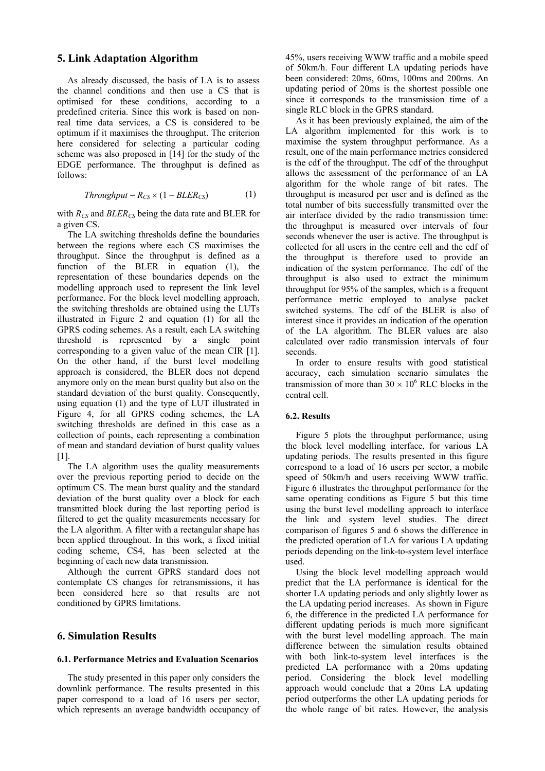## 5. Link Adaptation Algorithm

As already discussed, the basis of LA is to assess the channel conditions and then use a CS that is optimised for these conditions, according to a predefined criteria. Since this work is based on non-real time data services, a CS is considered to be optimum if it maximises the throughput. The criterion here considered for selecting a particular coding scheme was also proposed in [14] for the study of the EDGE performance. The throughput is defined as follows:

$$Throughput = R_{CS} \times (1 - BLER_{CS}) \qquad (1)$$

with $R_{CS}$ and $BLER_{CS}$ being the data rate and BLER for a given CS.

The LA switching thresholds define the boundaries between the regions where each CS maximises the throughput. Since the throughput is defined as a function of the BLER in equation (1), the representation of these boundaries depends on the modelling approach used to represent the link level performance. For the block level modelling approach, the switching thresholds are obtained using the LUTs illustrated in Figure 2 and equation (1) for all the GPRS coding schemes. As a result, each LA switching threshold is represented by a single point corresponding to a given value of the mean CIR [1]. On the other hand, if the burst level modelling approach is considered, the BLER does not depend anymore only on the mean burst quality but also on the standard deviation of the burst quality. Consequently, using equation (1) and the type of LUT illustrated in Figure 4, for all GPRS coding schemes, the LA switching thresholds are defined in this case as a collection of points, each representing a combination of mean and standard deviation of burst quality values [1].

The LA algorithm uses the quality measurements over the previous reporting period to decide on the optimum CS. The mean burst quality and the standard deviation of the burst quality over a block for each transmitted block during the last reporting period is filtered to get the quality measurements necessary for the LA algorithm. A filter with a rectangular shape has been applied throughout. In this work, a fixed initial coding scheme, CS4, has been selected at the beginning of each new data transmission.

Although the current GPRS standard does not contemplate CS changes for retransmissions, it has been considered here so that results are not conditioned by GPRS limitations.

## 6. Simulation Results

### 6.1. Performance Metrics and Evaluation Scenarios

The study presented in this paper only considers the downlink performance. The results presented in this paper correspond to a load of 16 users per sector, which represents an average bandwidth occupancy of 45%, users receiving WWW traffic and a mobile speed of 50km/h. Four different LA updating periods have been considered: 20ms, 60ms, 100ms and 200ms. An updating period of 20ms is the shortest possible one since it corresponds to the transmission time of a single RLC block in the GPRS standard.

As it has been previously explained, the aim of the LA algorithm implemented for this work is to maximise the system throughput performance. As a result, one of the main performance metrics considered is the cdf of the throughput. The cdf of the throughput allows the assessment of the performance of an LA algorithm for the whole range of bit rates. The throughput is measured per user and is defined as the total number of bits successfully transmitted over the air interface divided by the radio transmission time: the throughput is measured over intervals of four seconds whenever the user is active. The throughput is collected for all users in the centre cell and the cdf of the throughput is therefore used to provide an indication of the system performance. The cdf of the throughput is also used to extract the minimum throughput for 95% of the samples, which is a frequent performance metric employed to analyse packet switched systems. The cdf of the BLER is also of interest since it provides an indication of the operation of the LA algorithm. The BLER values are also calculated over radio transmission intervals of four seconds.

In order to ensure results with good statistical accuracy, each simulation scenario simulates the transmission of more than $30 \times 10^6$ RLC blocks in the central cell.

### 6.2. Results

Figure 5 plots the throughput performance, using the block level modelling interface, for various LA updating periods. The results presented in this figure correspond to a load of 16 users per sector, a mobile speed of 50km/h and users receiving WWW traffic. Figure 6 illustrates the throughput performance for the same operating conditions as Figure 5 but this time using the burst level modelling approach to interface the link and system level studies. The direct comparison of figures 5 and 6 shows the difference in the predicted operation of LA for various LA updating periods depending on the link-to-system level interface used.

Using the block level modelling approach would predict that the LA performance is identical for the shorter LA updating periods and only slightly lower as the LA updating period increases. As shown in Figure 6, the difference in the predicted LA performance for different updating periods is much more significant with the burst level modelling approach. The main difference between the simulation results obtained with both link-to-system level interfaces is the predicted LA performance with a 20ms updating period. Considering the block level modelling approach would conclude that a 20ms LA updating period outperforms the other LA updating periods for the whole range of bit rates. However, the analysis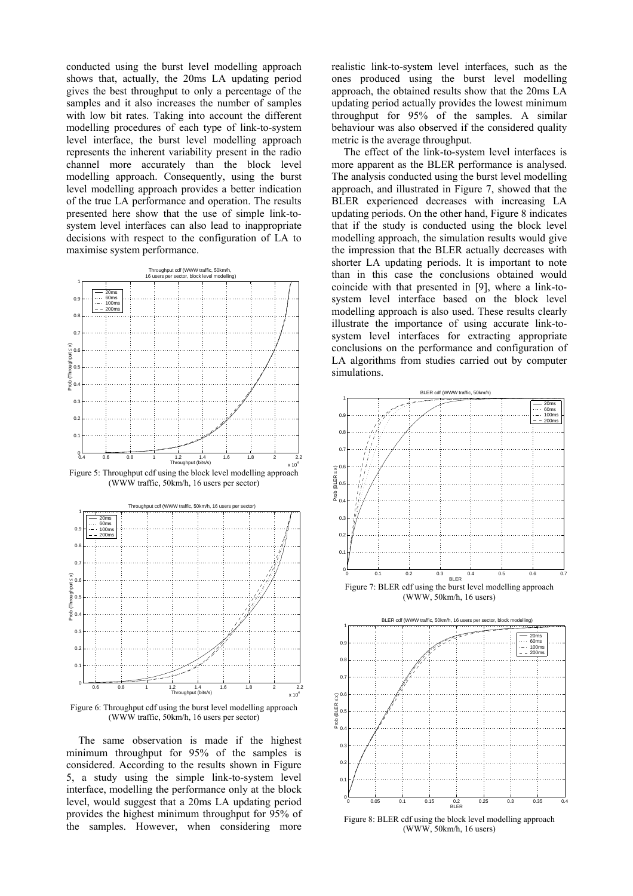conducted using the burst level modelling approach shows that, actually, the 20ms LA updating period gives the best throughput to only a percentage of the samples and it also increases the number of samples with low bit rates. Taking into account the different modelling procedures of each type of link-to-system level interface, the burst level modelling approach represents the inherent variability present in the radio channel more accurately than the block level modelling approach. Consequently, using the burst level modelling approach provides a better indication of the true LA performance and operation. The results presented here show that the use of simple link-to-system level interfaces can also lead to inappropriate decisions with respect to the configuration of LA to maximise system performance.

Figure 5: Throughput cdf using the block level modelling approach (WWW traffic, 50km/h, 16 users per sector)

Figure 6: Throughput cdf using the burst level modelling approach (WWW traffic, 50km/h, 16 users per sector)

The same observation is made if the highest minimum throughput for 95% of the samples is considered. According to the results shown in Figure 5, a study using the simple link-to-system level interface, modelling the performance only at the block level, would suggest that a 20ms LA updating period provides the highest minimum throughput for 95% of the samples. However, when considering more realistic link-to-system level interfaces, such as the ones produced using the burst level modelling approach, the obtained results show that the 20ms LA updating period actually provides the lowest minimum throughput for 95% of the samples. A similar behaviour was also observed if the considered quality metric is the average throughput.

The effect of the link-to-system level interfaces is more apparent as the BLER performance is analysed. The analysis conducted using the burst level modelling approach, and illustrated in Figure 7, showed that the BLER experienced decreases with increasing LA updating periods. On the other hand, Figure 8 indicates that if the study is conducted using the block level modelling approach, the simulation results would give the impression that the BLER actually decreases with shorter LA updating periods. It is important to note than in this case the conclusions obtained would coincide with that presented in [9], where a link-to-system level interface based on the block level modelling approach is also used. These results clearly illustrate the importance of using accurate link-to-system level interfaces for extracting appropriate conclusions on the performance and configuration of LA algorithms from studies carried out by computer simulations.

Figure 7: BLER cdf using the burst level modelling approach (WWW, 50km/h, 16 users)

Figure 8: BLER cdf using the block level modelling approach (WWW, 50km/h, 16 users)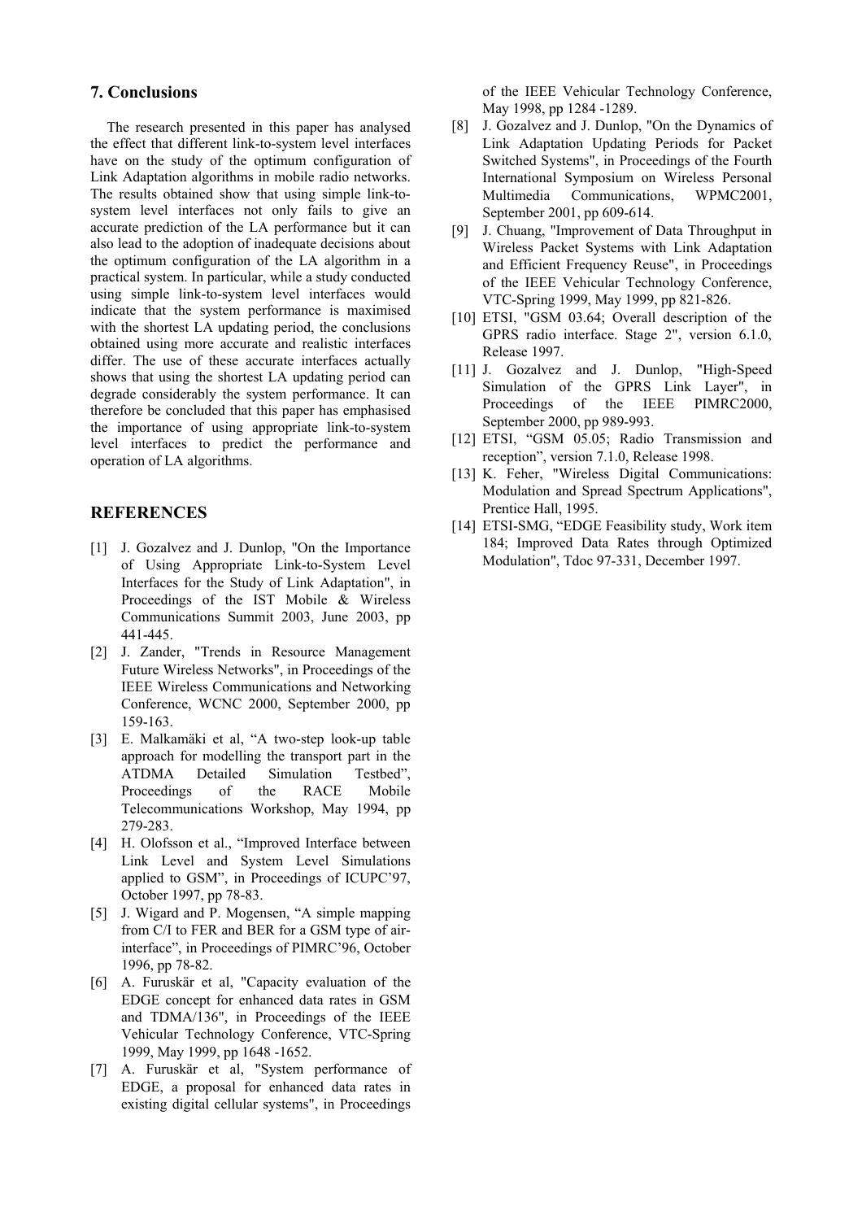## 7. Conclusions

The research presented in this paper has analysed the effect that different link-to-system level interfaces have on the study of the optimum configuration of Link Adaptation algorithms in mobile radio networks. The results obtained show that using simple link-to-system level interfaces not only fails to give an accurate prediction of the LA performance but it can also lead to the adoption of inadequate decisions about the optimum configuration of the LA algorithm in a practical system. In particular, while a study conducted using simple link-to-system level interfaces would indicate that the system performance is maximised with the shortest LA updating period, the conclusions obtained using more accurate and realistic interfaces differ. The use of these accurate interfaces actually shows that using the shortest LA updating period can degrade considerably the system performance. It can therefore be concluded that this paper has emphasised the importance of using appropriate link-to-system level interfaces to predict the performance and operation of LA algorithms.

## REFERENCES

[1] J. Gozalvez and J. Dunlop, "On the Importance of Using Appropriate Link-to-System Level Interfaces for the Study of Link Adaptation", in Proceedings of the IST Mobile & Wireless Communications Summit 2003, June 2003, pp 441-445.

[2] J. Zander, "Trends in Resource Management Future Wireless Networks", in Proceedings of the IEEE Wireless Communications and Networking Conference, WCNC 2000, September 2000, pp 159-163.

[3] E. Malkamäki et al, "A two-step look-up table approach for modelling the transport part in the ATDMA Detailed Simulation Testbed", Proceedings of the RACE Mobile Telecommunications Workshop, May 1994, pp 279-283.

[4] H. Olofsson et al., "Improved Interface between Link Level and System Level Simulations applied to GSM", in Proceedings of ICUPC'97, October 1997, pp 78-83.

[5] J. Wigard and P. Mogensen, "A simple mapping from C/I to FER and BER for a GSM type of air-interface", in Proceedings of PIMRC'96, October 1996, pp 78-82.

[6] A. Furuskär et al, "Capacity evaluation of the EDGE concept for enhanced data rates in GSM and TDMA/136", in Proceedings of the IEEE Vehicular Technology Conference, VTC-Spring 1999, May 1999, pp 1648 -1652.

[7] A. Furuskär et al, "System performance of EDGE, a proposal for enhanced data rates in existing digital cellular systems", in Proceedings of the IEEE Vehicular Technology Conference, May 1998, pp 1284 -1289.

[8] J. Gozalvez and J. Dunlop, "On the Dynamics of Link Adaptation Updating Periods for Packet Switched Systems", in Proceedings of the Fourth International Symposium on Wireless Personal Multimedia Communications, WPMC2001, September 2001, pp 609-614.

[9] J. Chuang, "Improvement of Data Throughput in Wireless Packet Systems with Link Adaptation and Efficient Frequency Reuse", in Proceedings of the IEEE Vehicular Technology Conference, VTC-Spring 1999, May 1999, pp 821-826.

[10] ETSI, "GSM 03.64; Overall description of the GPRS radio interface. Stage 2", version 6.1.0, Release 1997.

[11] J. Gozalvez and J. Dunlop, "High-Speed Simulation of the GPRS Link Layer", in Proceedings of the IEEE PIMRC2000, September 2000, pp 989-993.

[12] ETSI, "GSM 05.05; Radio Transmission and reception", version 7.1.0, Release 1998.

[13] K. Feher, "Wireless Digital Communications: Modulation and Spread Spectrum Applications", Prentice Hall, 1995.

[14] ETSI-SMG, "EDGE Feasibility study, Work item 184; Improved Data Rates through Optimized Modulation", Tdoc 97-331, December 1997.